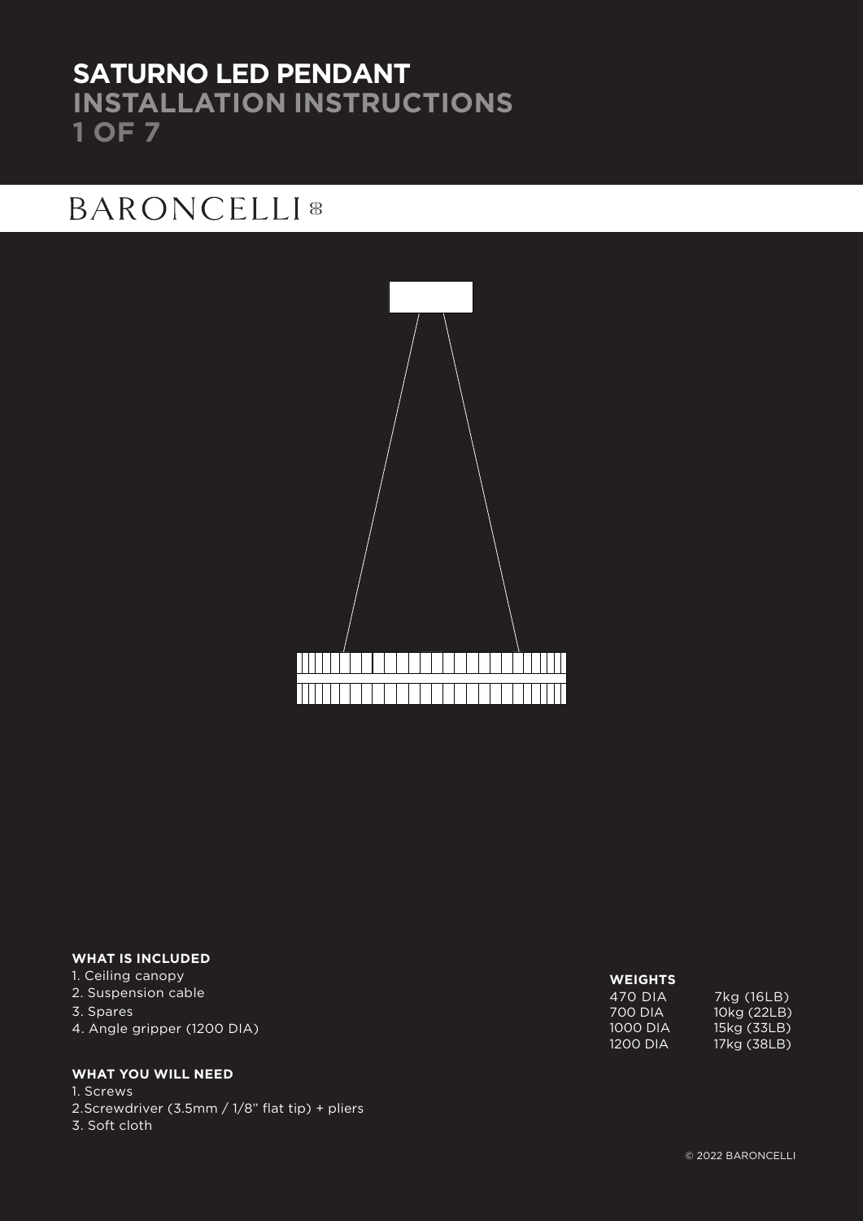# SATURNO LED PENDANT
## INSTALLATION INSTRUCTIONS

BARONCELLI

**WHAT IS INCLUDED**

1. Ceiling canopy
2. Suspension cable
3. Spares
4. Angle gripper (1200 DIA)

**WHAT YOU WILL NEED**

1. Screws
2. Screwdriver (3.5mm / 1/8" flat tip) + pliers
3. Soft cloth

**WEIGHTS**

| | |
|---|---|
| 470 DIA | 7kg (16LB) |
| 700 DIA | 10kg (22LB) |
| 1000 DIA | 15kg (33LB) |
| 1200 DIA | 17kg (38LB) |

© 2022 BARONCELLI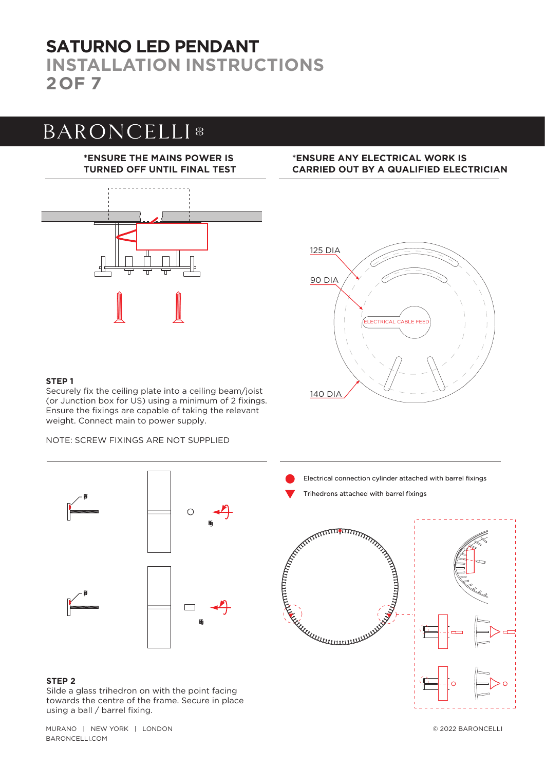# SATURNO LED PENDANT
## INSTALLATION INSTRUCTIONS
## 2 OF 7

BARONCELLI

**\*ENSURE THE MAINS POWER IS TURNED OFF UNTIL FINAL TEST**

**\*ENSURE ANY ELECTRICAL WORK IS CARRIED OUT BY A QUALIFIED ELECTRICIAN**

125 DIA

90 DIA

ELECTRICAL CABLE FEED

140 DIA

**STEP 1**

Securely fix the ceiling plate into a ceiling beam/joist (or Junction box for US) using a minimum of 2 fixings. Ensure the fixings are capable of taking the relevant weight. Connect main to power supply.

NOTE: SCREW FIXINGS ARE NOT SUPPLIED

Electrical connection cylinder attached with barrel fixings

Trihedrons attached with barrel fixings

**STEP 2**

Silde a glass trihedron on with the point facing towards the centre of the frame. Secure in place using a ball / barrel fixing.

MURANO | NEW YORK | LONDON
BARONCELLI.COM

© 2022 BARONCELLI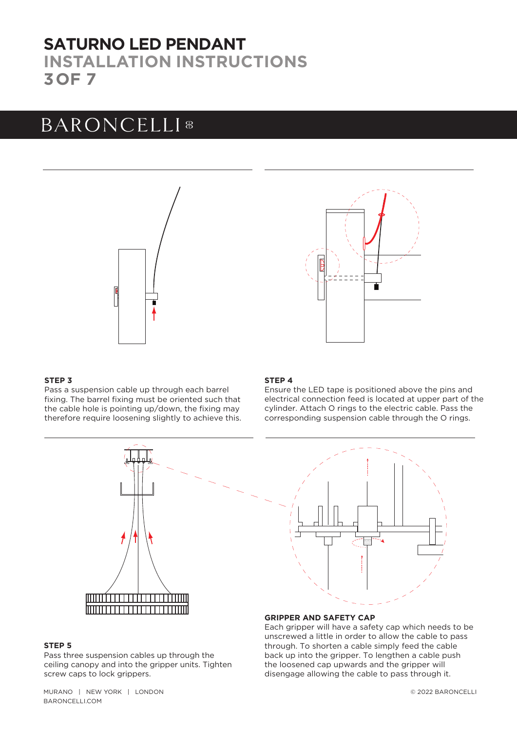# SATURNO LED PENDANT

## INSTALLATION INSTRUCTIONS

BARONCELLI

**STEP 3**

Pass a suspension cable up through each barrel fixing. The barrel fixing must be oriented such that the cable hole is pointing up/down, the fixing may therefore require loosening slightly to achieve this.

**STEP 4**

Ensure the LED tape is positioned above the pins and electrical connection feed is located at upper part of the cylinder. Attach O rings to the electric cable. Pass the corresponding suspension cable through the O rings.

**STEP 5**

Pass three suspension cables up through the ceiling canopy and into the gripper units. Tighten screw caps to lock grippers.

**GRIPPER AND SAFETY CAP**

Each gripper will have a safety cap which needs to be unscrewed a little in order to allow the cable to pass through. To shorten a cable simply feed the cable back up into the gripper. To lengthen a cable push the loosened cap upwards and the gripper will disengage allowing the cable to pass through it.

MURANO | NEW YORK | LONDON
BARONCELLI.COM

© 2022 BARONCELLI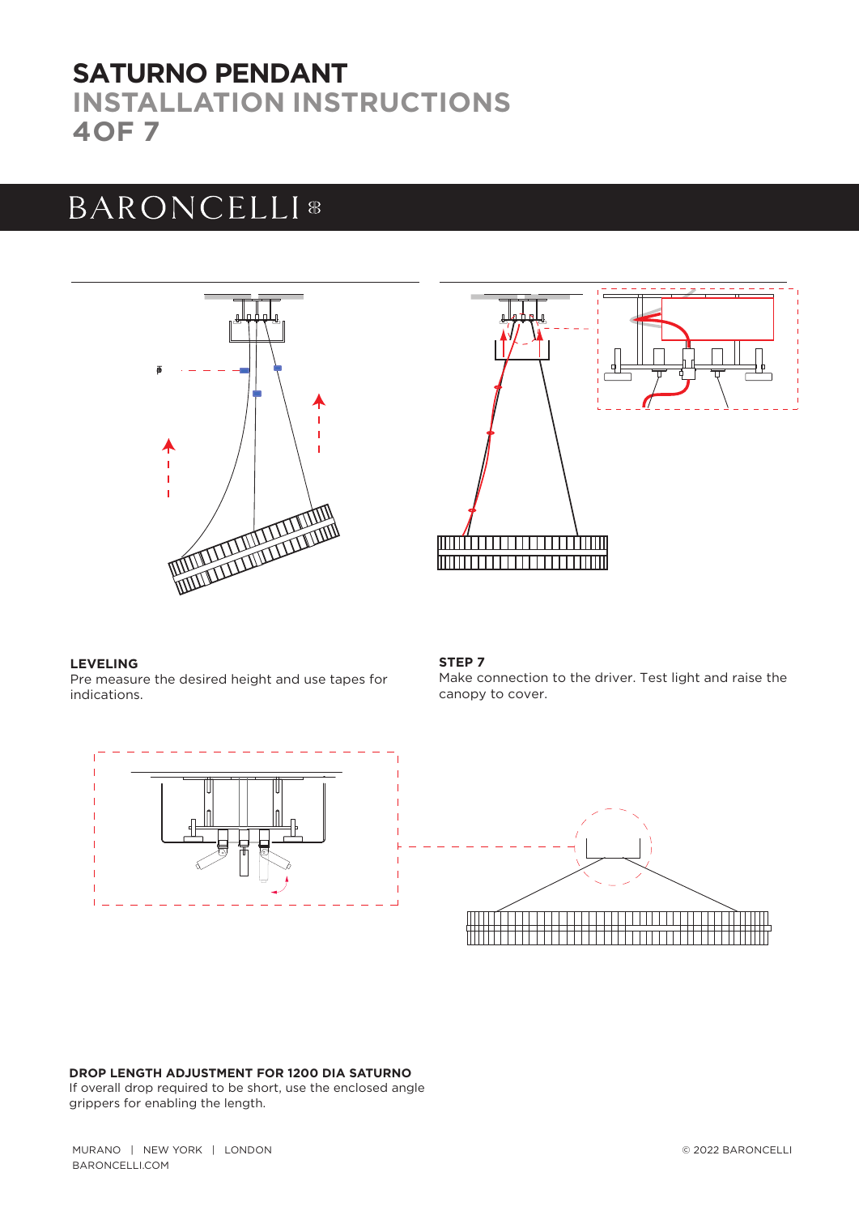# SATURNO PENDANT
## INSTALLATION INSTRUCTIONS
## 4OF 7

BARONCELLI

**LEVELING**
Pre measure the desired height and use tapes for indications.

**STEP 7**
Make connection to the driver. Test light and raise the canopy to cover.

**DROP LENGTH ADJUSTMENT FOR 1200 DIA SATURNO**
If overall drop required to be short, use the enclosed angle grippers for enabling the length.

MURANO | NEW YORK | LONDON
BARONCELLI.COM

© 2022 BARONCELLI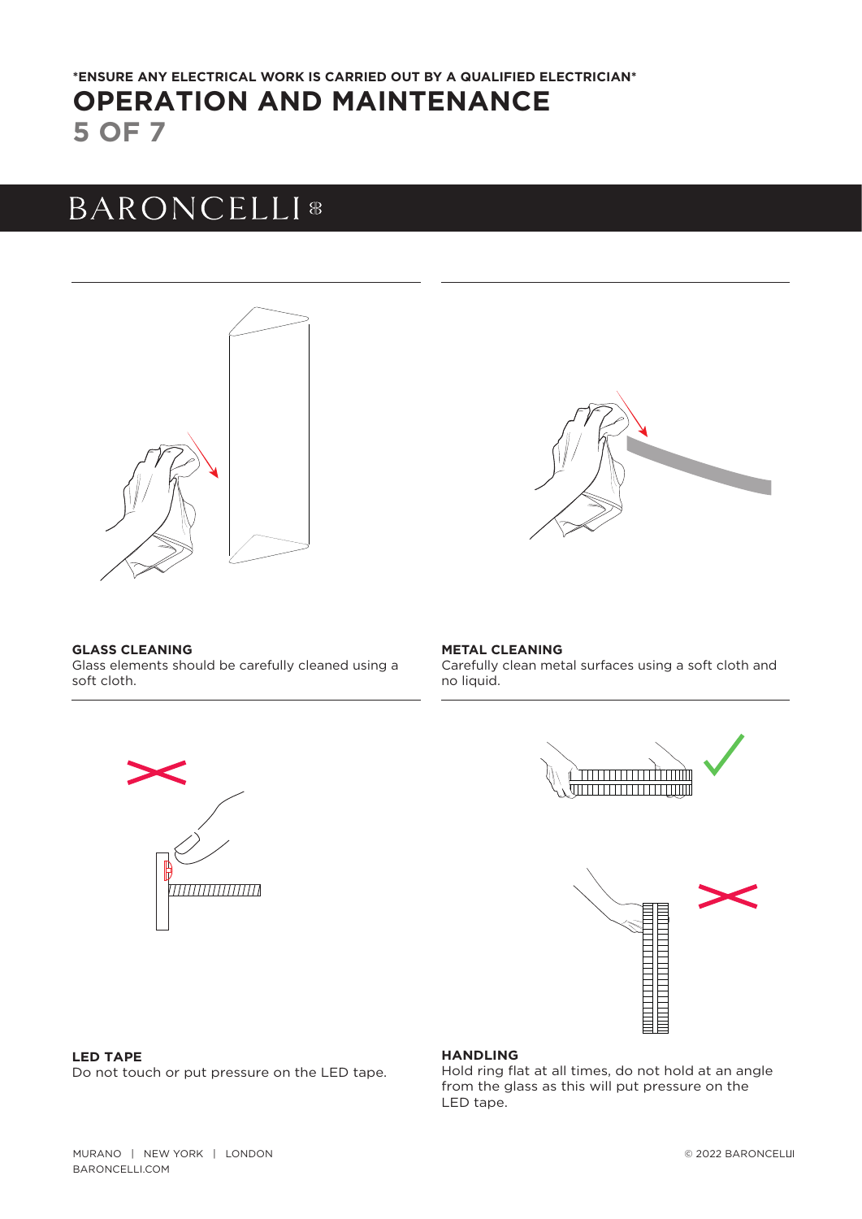**\*ENSURE ANY ELECTRICAL WORK IS CARRIED OUT BY A QUALIFIED ELECTRICIAN\***

# OPERATION AND MAINTENANCE

**GLASS CLEANING**
Glass elements should be carefully cleaned using a soft cloth.

**METAL CLEANING**
Carefully clean metal surfaces using a soft cloth and no liquid.

**LED TAPE**
Do not touch or put pressure on the LED tape.

**HANDLING**
Hold ring flat at all times, do not hold at an angle from the glass as this will put pressure on the LED tape.

MURANO | NEW YORK | LONDON
BARONCELLI.COM

© 2022 BARONCELLI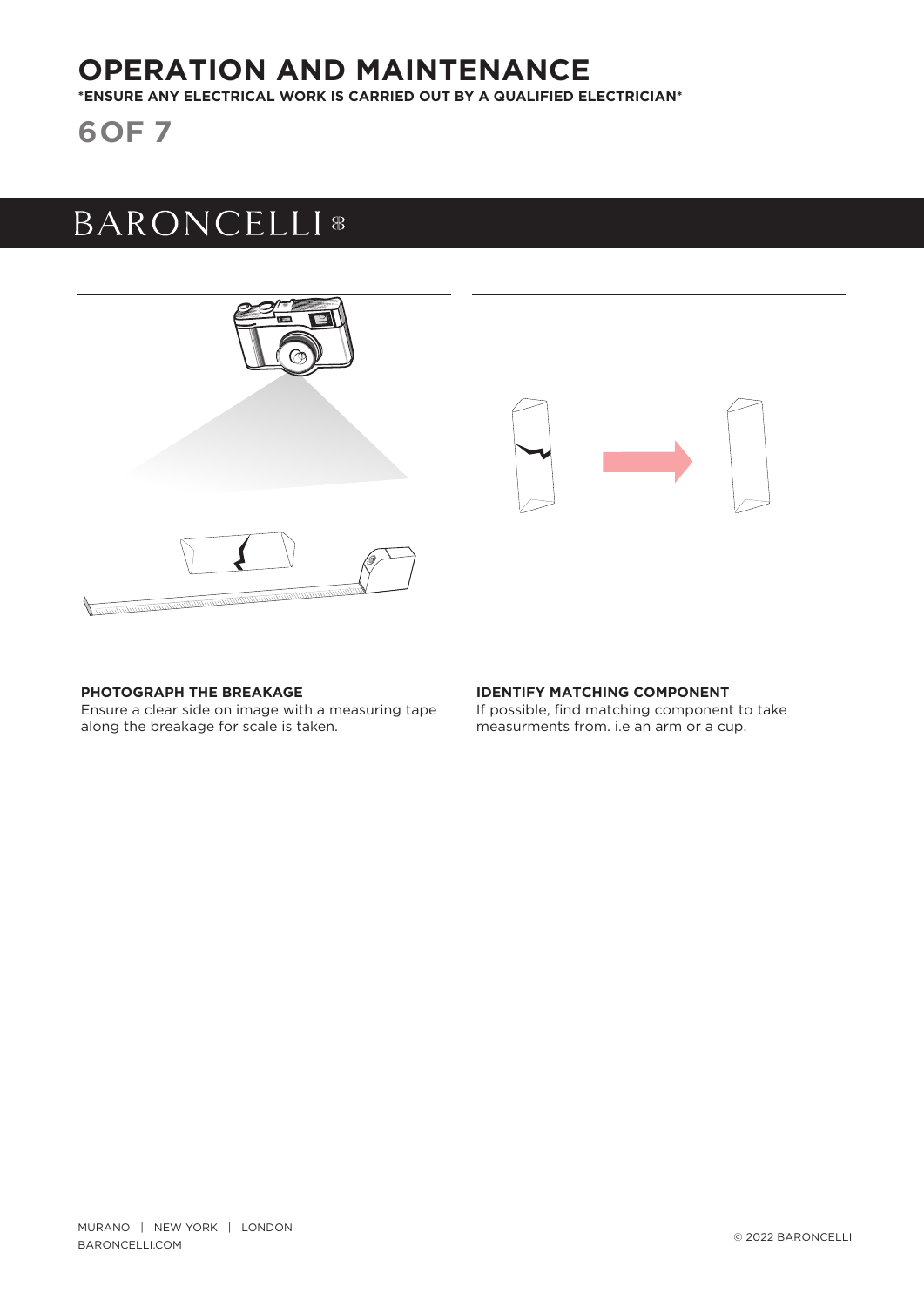# OPERATION AND MAINTENANCE

**\*ENSURE ANY ELECTRICAL WORK IS CARRIED OUT BY A QUALIFIED ELECTRICIAN\***

BARONCELLI

**PHOTOGRAPH THE BREAKAGE**

Ensure a clear side on image with a measuring tape along the breakage for scale is taken.

**IDENTIFY MATCHING COMPONENT**

If possible, find matching component to take measurments from. i.e an arm or a cup.

MURANO | NEW YORK | LONDON
BARONCELLI.COM

© 2022 BARONCELLI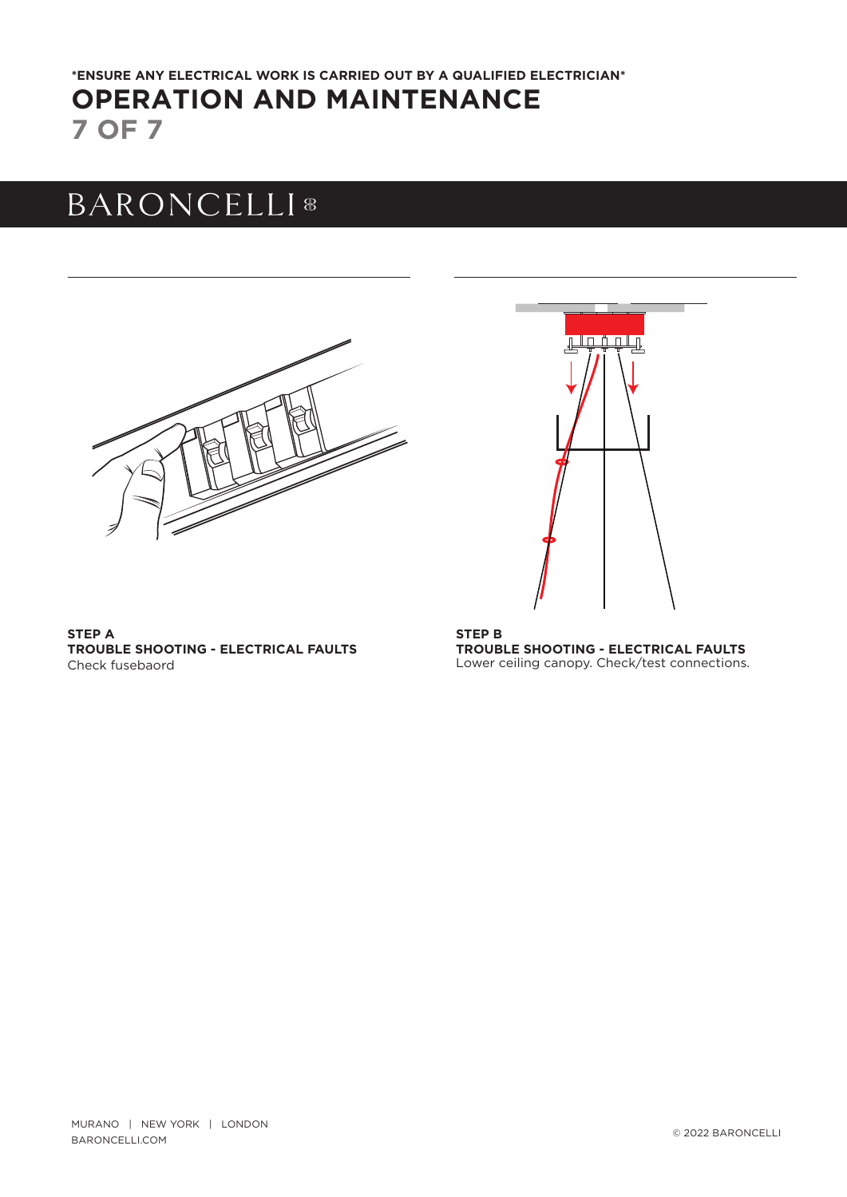**\*ENSURE ANY ELECTRICAL WORK IS CARRIED OUT BY A QUALIFIED ELECTRICIAN\***

# OPERATION AND MAINTENANCE

## 7 OF 7

BARONCELLI

**STEP A**
**TROUBLE SHOOTING - ELECTRICAL FAULTS**
Check fusebaord

**STEP B**
**TROUBLE SHOOTING - ELECTRICAL FAULTS**
Lower ceiling canopy. Check/test connections.

MURANO | NEW YORK | LONDON
BARONCELLI.COM

© 2022 BARONCELLI